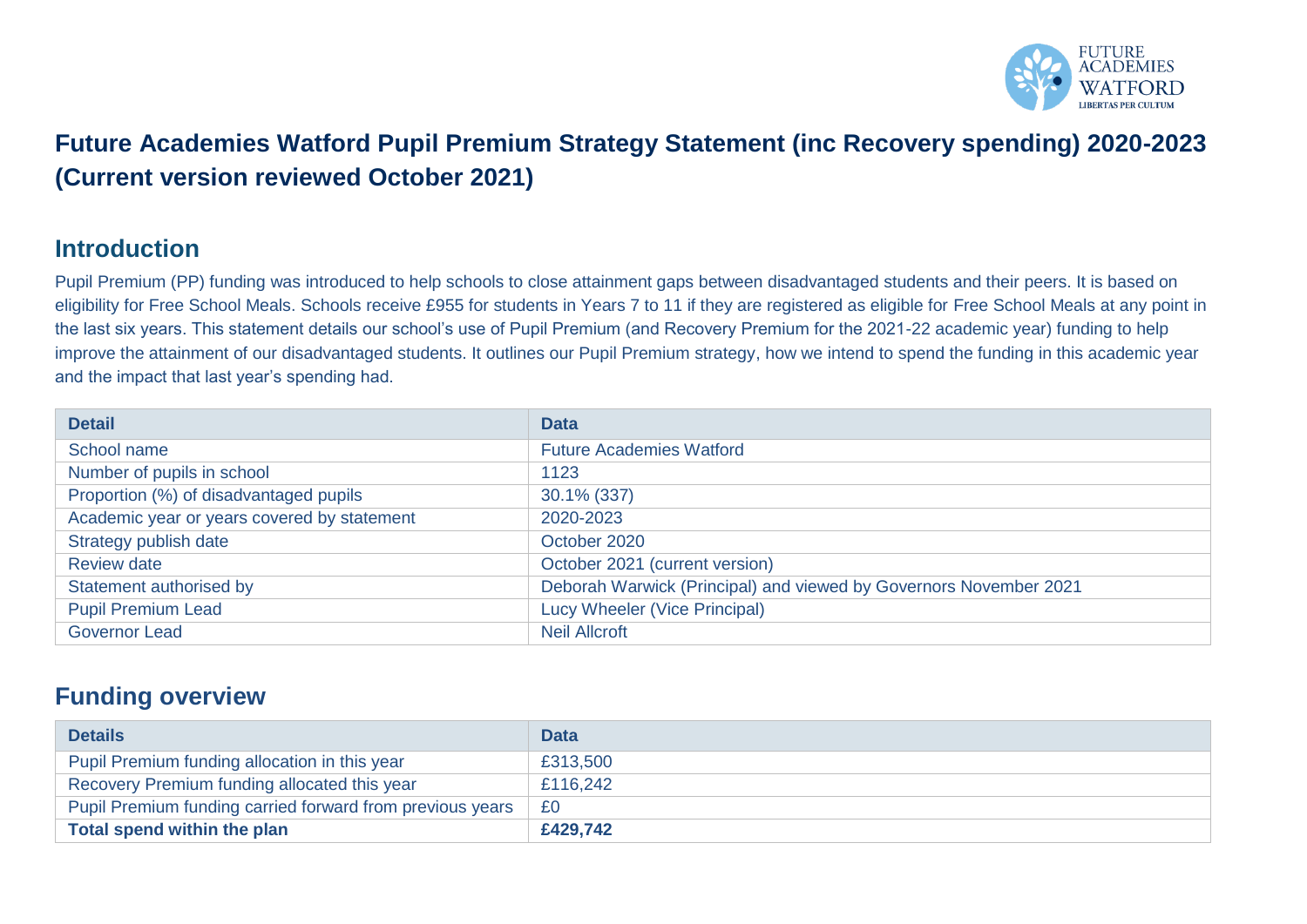# Future Academies Watford Pupil Premium Strategy Statement (inc Recovery spending) 2020-2023 (Current version reviewed October 2021)

## Introduction

Pupil Premium (PP) funding was introduced to help schools to close attainment gaps between disadvantaged students and their peers. It is based on eligibility for Free School Meals. Schools receive £955 for students in Years 7 to 11 if they are registered as eligible for Free School Meals at any point in the last six years. This statement details our school's use of Pupil Premium (and Recovery Premium for the 2021-22 academic year) funding to help improve the attainment of our disadvantaged students. It outlines our Pupil Premium strategy, how we intend to spend the funding in this academic year and the impact that last year's spending had.

| Detail | Data |
|---|---|
| School name | Future Academies Watford |
| Number of pupils in school | 1123 |
| Proportion (%) of disadvantaged pupils | 30.1% (337) |
| Academic year or years covered by statement | 2020-2023 |
| Strategy publish date | October 2020 |
| Review date | October 2021 (current version) |
| Statement authorised by | Deborah Warwick (Principal) and viewed by Governors November 2021 |
| Pupil Premium Lead | Lucy Wheeler (Vice Principal) |
| Governor Lead | Neil Allcroft |

## Funding overview

| Details | Data |
|---|---|
| Pupil Premium funding allocation in this year | £313,500 |
| Recovery Premium funding allocated this year | £116,242 |
| Pupil Premium funding carried forward from previous years | £0 |
| **Total spend within the plan** | **£429,742** |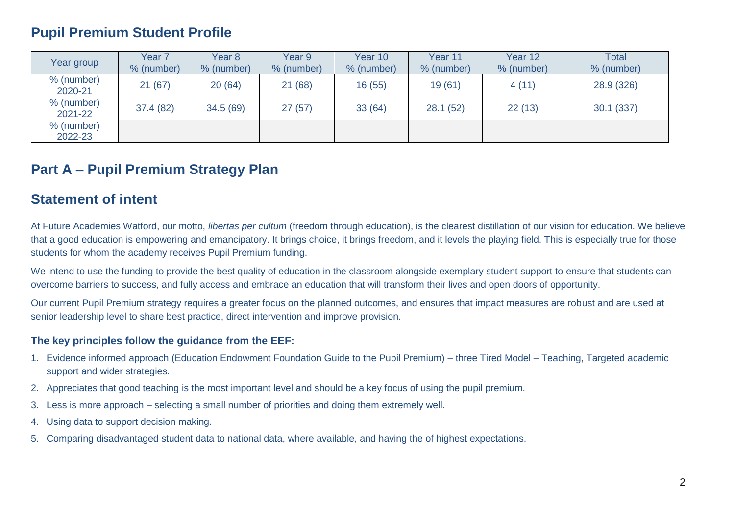## Pupil Premium Student Profile

| Year group | Year 7<br>% (number) | Year 8<br>% (number) | Year 9<br>% (number) | Year 10<br>% (number) | Year 11<br>% (number) | Year 12<br>% (number) | Total<br>% (number) |
|---|---|---|---|---|---|---|---|
| % (number)<br>2020-21 | 21 (67) | 20 (64) | 21 (68) | 16 (55) | 19 (61) | 4 (11) | 28.9 (326) |
| % (number)<br>2021-22 | 37.4 (82) | 34.5 (69) | 27 (57) | 33 (64) | 28.1 (52) | 22 (13) | 30.1 (337) |
| % (number)<br>2022-23 | | | | | | | |

## Part A – Pupil Premium Strategy Plan

## Statement of intent

At Future Academies Watford, our motto, *libertas per cultum* (freedom through education), is the clearest distillation of our vision for education. We believe that a good education is empowering and emancipatory. It brings choice, it brings freedom, and it levels the playing field. This is especially true for those students for whom the academy receives Pupil Premium funding.

We intend to use the funding to provide the best quality of education in the classroom alongside exemplary student support to ensure that students can overcome barriers to success, and fully access and embrace an education that will transform their lives and open doors of opportunity.

Our current Pupil Premium strategy requires a greater focus on the planned outcomes, and ensures that impact measures are robust and are used at senior leadership level to share best practice, direct intervention and improve provision.

### The key principles follow the guidance from the EEF:

1. Evidence informed approach (Education Endowment Foundation Guide to the Pupil Premium) – three Tired Model – Teaching, Targeted academic support and wider strategies.
2. Appreciates that good teaching is the most important level and should be a key focus of using the pupil premium.
3. Less is more approach – selecting a small number of priorities and doing them extremely well.
4. Using data to support decision making.
5. Comparing disadvantaged student data to national data, where available, and having the of highest expectations.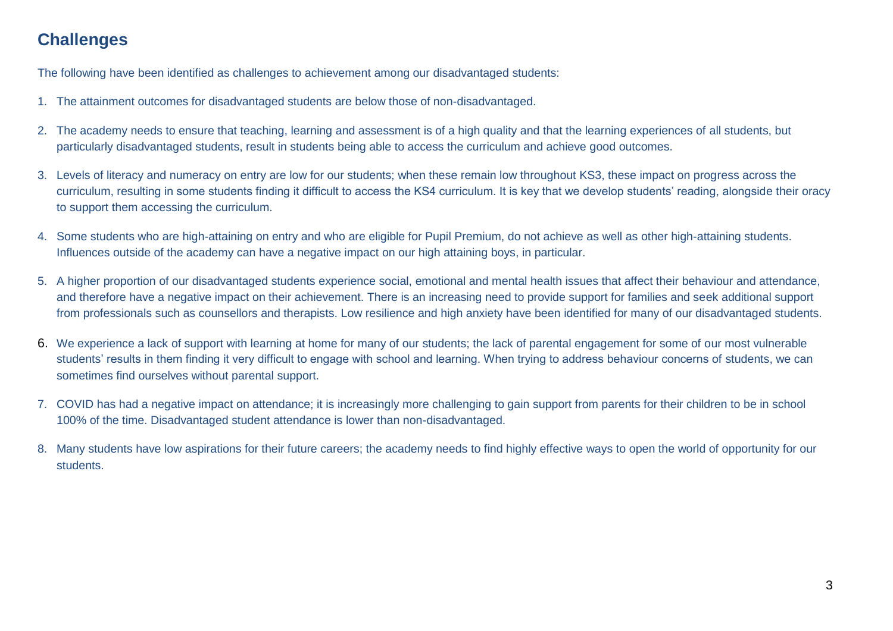## Challenges

The following have been identified as challenges to achievement among our disadvantaged students:

1. The attainment outcomes for disadvantaged students are below those of non-disadvantaged.
2. The academy needs to ensure that teaching, learning and assessment is of a high quality and that the learning experiences of all students, but particularly disadvantaged students, result in students being able to access the curriculum and achieve good outcomes.
3. Levels of literacy and numeracy on entry are low for our students; when these remain low throughout KS3, these impact on progress across the curriculum, resulting in some students finding it difficult to access the KS4 curriculum. It is key that we develop students' reading, alongside their oracy to support them accessing the curriculum.
4. Some students who are high-attaining on entry and who are eligible for Pupil Premium, do not achieve as well as other high-attaining students. Influences outside of the academy can have a negative impact on our high attaining boys, in particular.
5. A higher proportion of our disadvantaged students experience social, emotional and mental health issues that affect their behaviour and attendance, and therefore have a negative impact on their achievement. There is an increasing need to provide support for families and seek additional support from professionals such as counsellors and therapists. Low resilience and high anxiety have been identified for many of our disadvantaged students.
6. We experience a lack of support with learning at home for many of our students; the lack of parental engagement for some of our most vulnerable students' results in them finding it very difficult to engage with school and learning. When trying to address behaviour concerns of students, we can sometimes find ourselves without parental support.
7. COVID has had a negative impact on attendance; it is increasingly more challenging to gain support from parents for their children to be in school 100% of the time. Disadvantaged student attendance is lower than non-disadvantaged.
8. Many students have low aspirations for their future careers; the academy needs to find highly effective ways to open the world of opportunity for our students.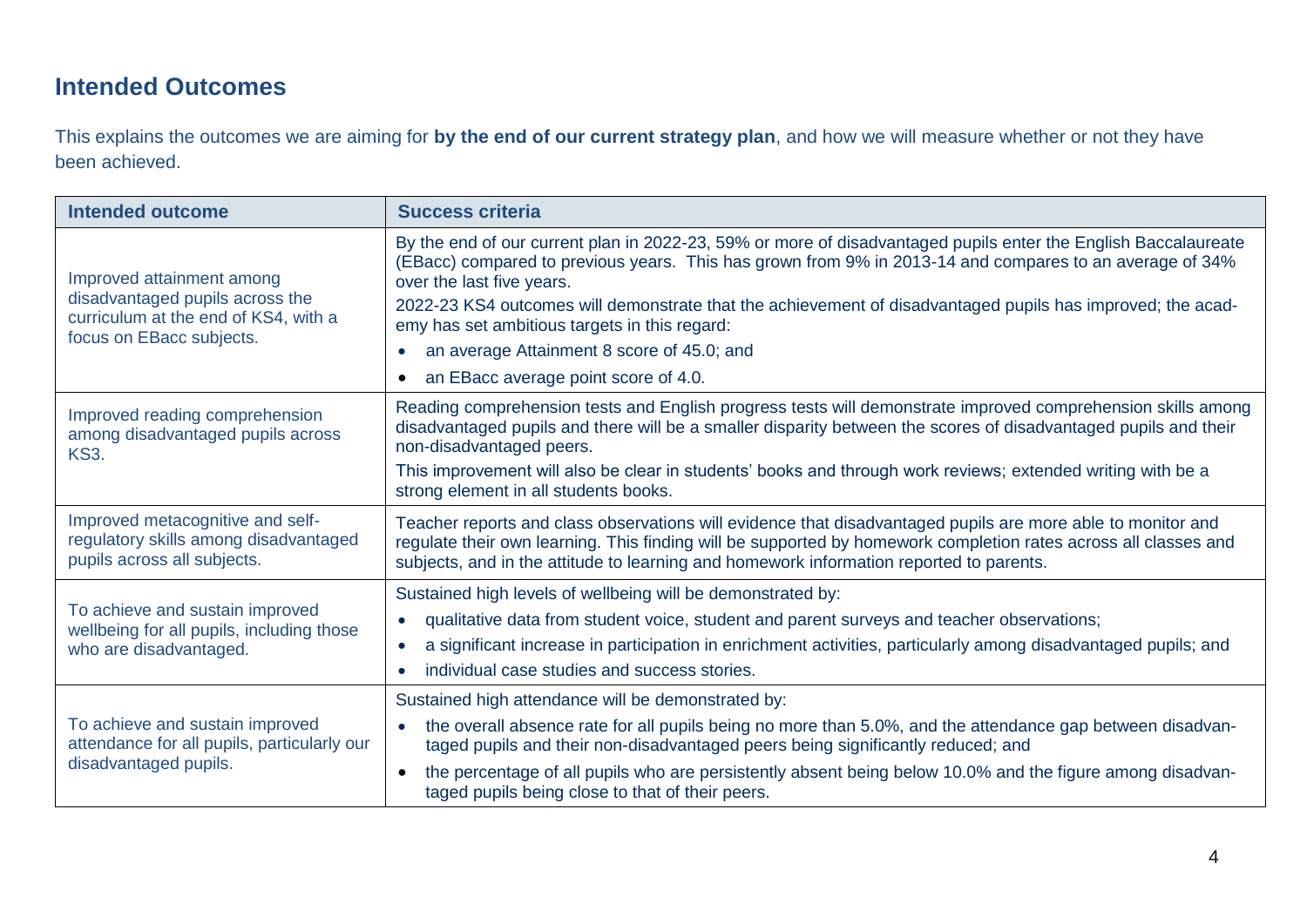## Intended Outcomes

This explains the outcomes we are aiming for **by the end of our current strategy plan**, and how we will measure whether or not they have been achieved.

| Intended outcome | Success criteria |
|---|---|
| Improved attainment among disadvantaged pupils across the curriculum at the end of KS4, with a focus on EBacc subjects. | By the end of our current plan in 2022-23, 59% or more of disadvantaged pupils enter the English Baccalaureate (EBacc) compared to previous years. This has grown from 9% in 2013-14 and compares to an average of 34% over the last five years.<br>2022-23 KS4 outcomes will demonstrate that the achievement of disadvantaged pupils has improved; the academy has set ambitious targets in this regard:<br>• an average Attainment 8 score of 45.0; and<br>• an EBacc average point score of 4.0. |
| Improved reading comprehension among disadvantaged pupils across KS3. | Reading comprehension tests and English progress tests will demonstrate improved comprehension skills among disadvantaged pupils and there will be a smaller disparity between the scores of disadvantaged pupils and their non-disadvantaged peers.<br>This improvement will also be clear in students' books and through work reviews; extended writing with be a strong element in all students books. |
| Improved metacognitive and self-regulatory skills among disadvantaged pupils across all subjects. | Teacher reports and class observations will evidence that disadvantaged pupils are more able to monitor and regulate their own learning. This finding will be supported by homework completion rates across all classes and subjects, and in the attitude to learning and homework information reported to parents. |
| To achieve and sustain improved wellbeing for all pupils, including those who are disadvantaged. | Sustained high levels of wellbeing will be demonstrated by:<br>• qualitative data from student voice, student and parent surveys and teacher observations;<br>• a significant increase in participation in enrichment activities, particularly among disadvantaged pupils; and<br>• individual case studies and success stories. |
| To achieve and sustain improved attendance for all pupils, particularly our disadvantaged pupils. | Sustained high attendance will be demonstrated by:<br>• the overall absence rate for all pupils being no more than 5.0%, and the attendance gap between disadvantaged pupils and their non-disadvantaged peers being significantly reduced; and<br>• the percentage of all pupils who are persistently absent being below 10.0% and the figure among disadvantaged pupils being close to that of their peers. |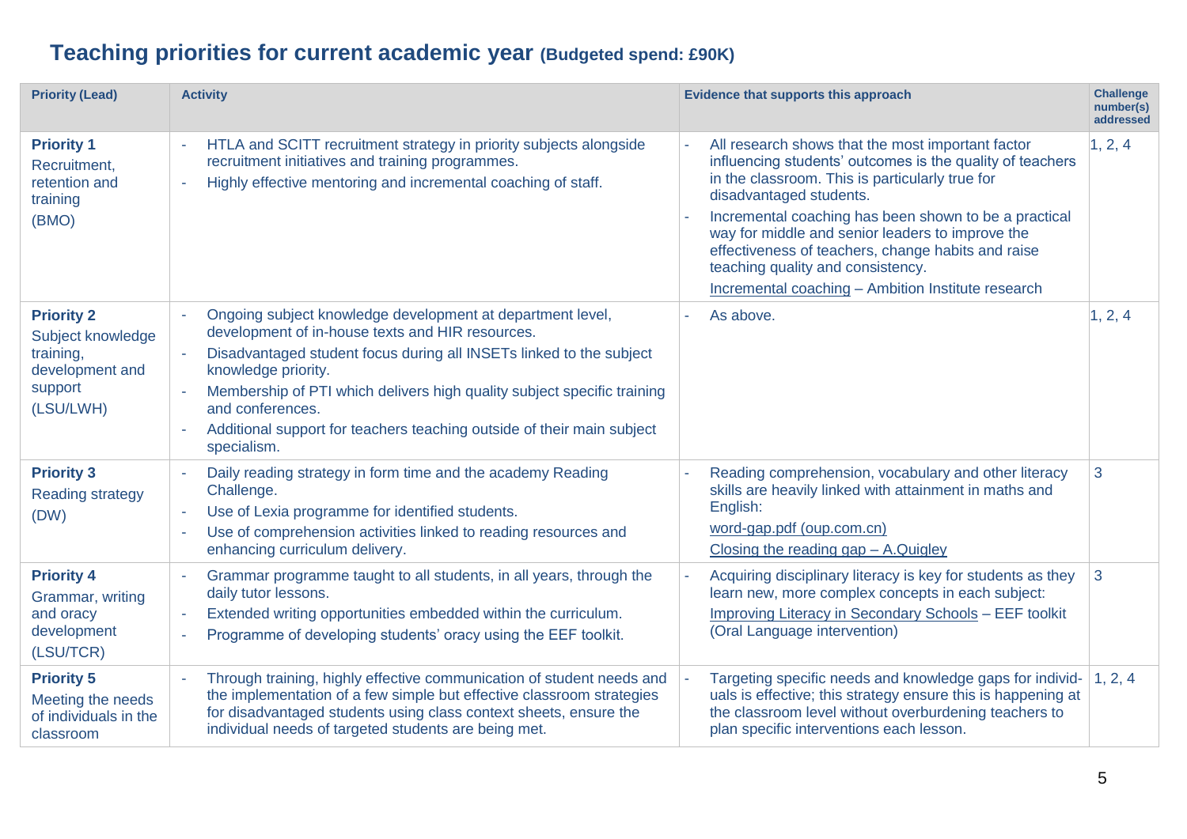## Teaching priorities for current academic year **(Budgeted spend: £90K)**

| Priority (Lead) | Activity | Evidence that supports this approach | Challenge number(s) addressed |
|---|---|---|---|
| **Priority 1** Recruitment, retention and training (BMO) | - HTLA and SCITT recruitment strategy in priority subjects alongside recruitment initiatives and training programmes.<br>- Highly effective mentoring and incremental coaching of staff. | - All research shows that the most important factor influencing students' outcomes is the quality of teachers in the classroom. This is particularly true for disadvantaged students.<br>- Incremental coaching has been shown to be a practical way for middle and senior leaders to improve the effectiveness of teachers, change habits and raise teaching quality and consistency.<br>Incremental coaching – Ambition Institute research | 1, 2, 4 |
| **Priority 2** Subject knowledge training, development and support (LSU/LWH) | - Ongoing subject knowledge development at department level, development of in-house texts and HIR resources.<br>- Disadvantaged student focus during all INSETs linked to the subject knowledge priority.<br>- Membership of PTI which delivers high quality subject specific training and conferences.<br>- Additional support for teachers teaching outside of their main subject specialism. | - As above. | 1, 2, 4 |
| **Priority 3** Reading strategy (DW) | - Daily reading strategy in form time and the academy Reading Challenge.<br>- Use of Lexia programme for identified students.<br>- Use of comprehension activities linked to reading resources and enhancing curriculum delivery. | - Reading comprehension, vocabulary and other literacy skills are heavily linked with attainment in maths and English:<br>word-gap.pdf (oup.com.cn)<br>Closing the reading gap – A.Quigley | 3 |
| **Priority 4** Grammar, writing and oracy development (LSU/TCR) | - Grammar programme taught to all students, in all years, through the daily tutor lessons.<br>- Extended writing opportunities embedded within the curriculum.<br>- Programme of developing students' oracy using the EEF toolkit. | - Acquiring disciplinary literacy is key for students as they learn new, more complex concepts in each subject:<br>Improving Literacy in Secondary Schools – EEF toolkit (Oral Language intervention) | 3 |
| **Priority 5** Meeting the needs of individuals in the classroom | - Through training, highly effective communication of student needs and the implementation of a few simple but effective classroom strategies for disadvantaged students using class context sheets, ensure the individual needs of targeted students are being met. | - Targeting specific needs and knowledge gaps for individuals is effective; this strategy ensure this is happening at the classroom level without overburdening teachers to plan specific interventions each lesson. | 1, 2, 4 |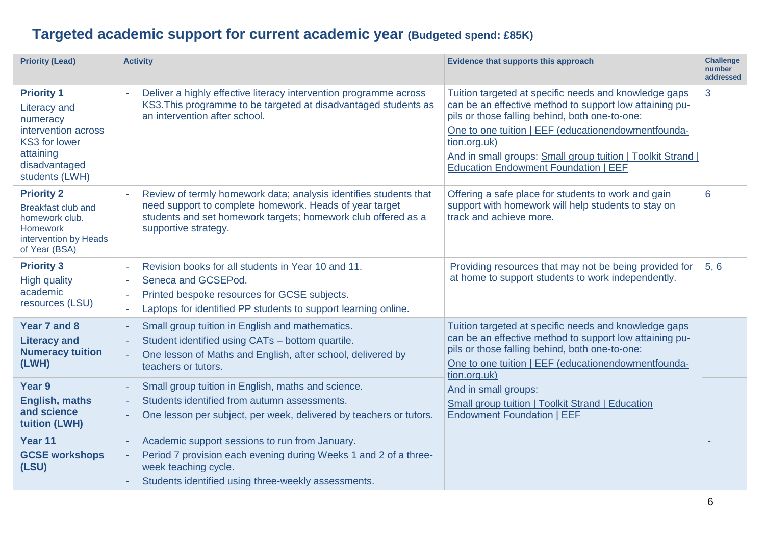## Targeted academic support for current academic year **(Budgeted spend: £85K)**

| Priority (Lead) | Activity | Evidence that supports this approach | Challenge number addressed |
| --- | --- | --- | --- |
| **Priority 1** Literacy and numeracy intervention across KS3 for lower attaining disadvantaged students (LWH) | - Deliver a highly effective literacy intervention programme across KS3.This programme to be targeted at disadvantaged students as an intervention after school. | Tuition targeted at specific needs and knowledge gaps can be an effective method to support low attaining pupils or those falling behind, both one-to-one: One to one tuition \| EEF (educationendowmentfoundation.org.uk) And in small groups: Small group tuition \| Toolkit Strand \| Education Endowment Foundation \| EEF | 3 |
| **Priority 2** Breakfast club and homework club. Homework intervention by Heads of Year (BSA) | - Review of termly homework data; analysis identifies students that need support to complete homework. Heads of year target students and set homework targets; homework club offered as a supportive strategy. | Offering a safe place for students to work and gain support with homework will help students to stay on track and achieve more. | 6 |
| **Priority 3** High quality academic resources (LSU) | - Revision books for all students in Year 10 and 11.<br>- Seneca and GCSEPod.<br>- Printed bespoke resources for GCSE subjects.<br>- Laptops for identified PP students to support learning online. | Providing resources that may not be being provided for at home to support students to work independently. | 5, 6 |
| **Year 7 and 8** **Literacy and Numeracy tuition (LWH)** | - Small group tuition in English and mathematics.<br>- Student identified using CATs – bottom quartile.<br>- One lesson of Maths and English, after school, delivered by teachers or tutors. | Tuition targeted at specific needs and knowledge gaps can be an effective method to support low attaining pupils or those falling behind, both one-to-one: One to one tuition \| EEF (educationendowmentfoundation.org.uk) And in small groups: Small group tuition \| Toolkit Strand \| Education Endowment Foundation \| EEF | |
| **Year 9** **English, maths and science tuition (LWH)** | - Small group tuition in English, maths and science.<br>- Students identified from autumn assessments.<br>- One lesson per subject, per week, delivered by teachers or tutors. | | |
| **Year 11** **GCSE workshops (LSU)** | - Academic support sessions to run from January.<br>- Period 7 provision each evening during Weeks 1 and 2 of a three-week teaching cycle.<br>- Students identified using three-weekly assessments. | | - |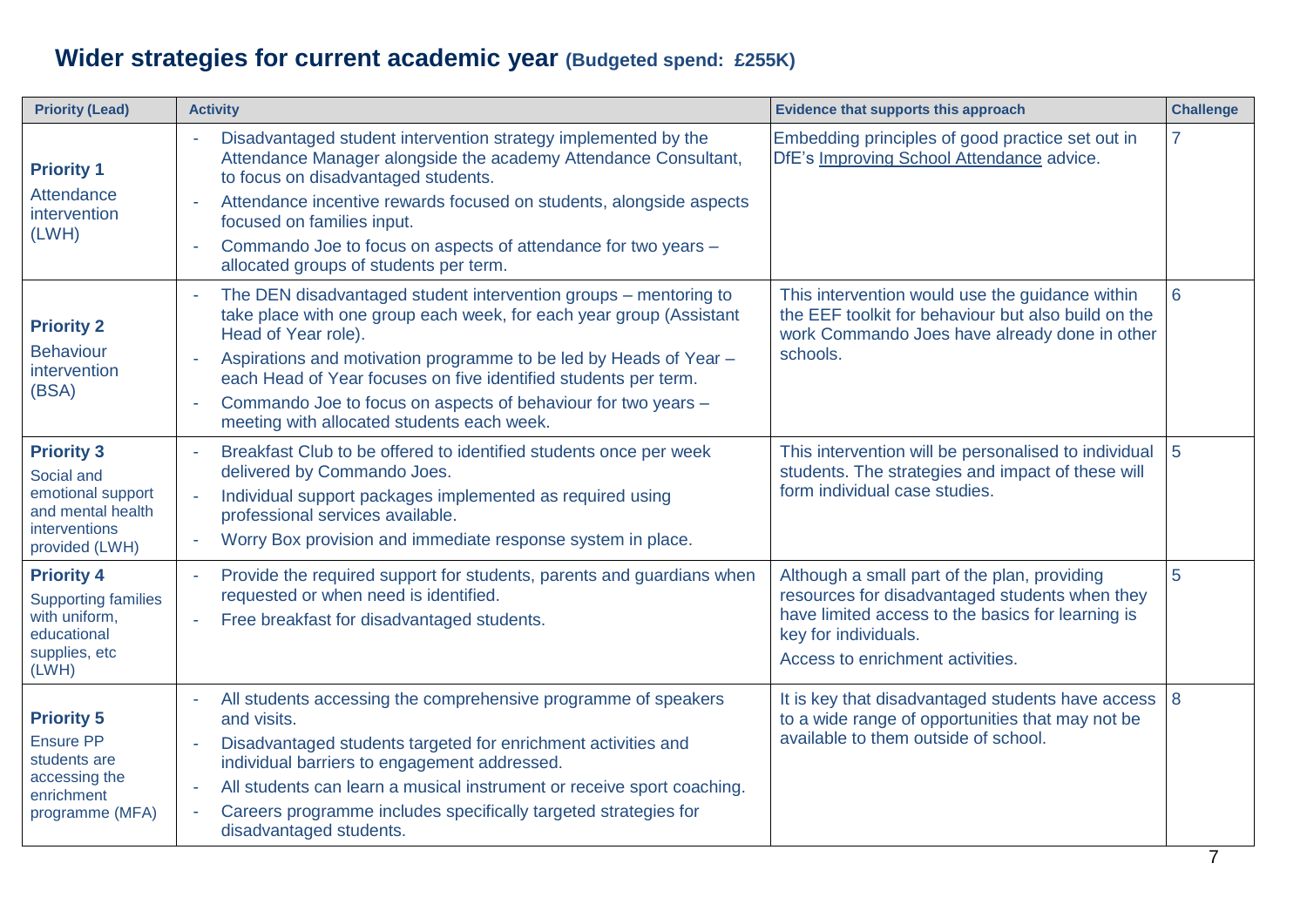## Wider strategies for current academic year (Budgeted spend: £255K)

| Priority (Lead) | Activity | Evidence that supports this approach | Challenge |
|---|---|---|---|
| **Priority 1** Attendance intervention (LWH) | - Disadvantaged student intervention strategy implemented by the Attendance Manager alongside the academy Attendance Consultant, to focus on disadvantaged students.<br>- Attendance incentive rewards focused on students, alongside aspects focused on families input.<br>- Commando Joe to focus on aspects of attendance for two years – allocated groups of students per term. | Embedding principles of good practice set out in DfE's Improving School Attendance advice. | 7 |
| **Priority 2** Behaviour intervention (BSA) | - The DEN disadvantaged student intervention groups – mentoring to take place with one group each week, for each year group (Assistant Head of Year role).<br>- Aspirations and motivation programme to be led by Heads of Year – each Head of Year focuses on five identified students per term.<br>- Commando Joe to focus on aspects of behaviour for two years – meeting with allocated students each week. | This intervention would use the guidance within the EEF toolkit for behaviour but also build on the work Commando Joes have already done in other schools. | 6 |
| **Priority 3** Social and emotional support and mental health interventions provided (LWH) | - Breakfast Club to be offered to identified students once per week delivered by Commando Joes.<br>- Individual support packages implemented as required using professional services available.<br>- Worry Box provision and immediate response system in place. | This intervention will be personalised to individual students. The strategies and impact of these will form individual case studies. | 5 |
| **Priority 4** Supporting families with uniform, educational supplies, etc (LWH) | - Provide the required support for students, parents and guardians when requested or when need is identified.<br>- Free breakfast for disadvantaged students. | Although a small part of the plan, providing resources for disadvantaged students when they have limited access to the basics for learning is key for individuals.<br>Access to enrichment activities. | 5 |
| **Priority 5** Ensure PP students are accessing the enrichment programme (MFA) | - All students accessing the comprehensive programme of speakers and visits.<br>- Disadvantaged students targeted for enrichment activities and individual barriers to engagement addressed.<br>- All students can learn a musical instrument or receive sport coaching.<br>- Careers programme includes specifically targeted strategies for disadvantaged students. | It is key that disadvantaged students have access to a wide range of opportunities that may not be available to them outside of school. | 8 |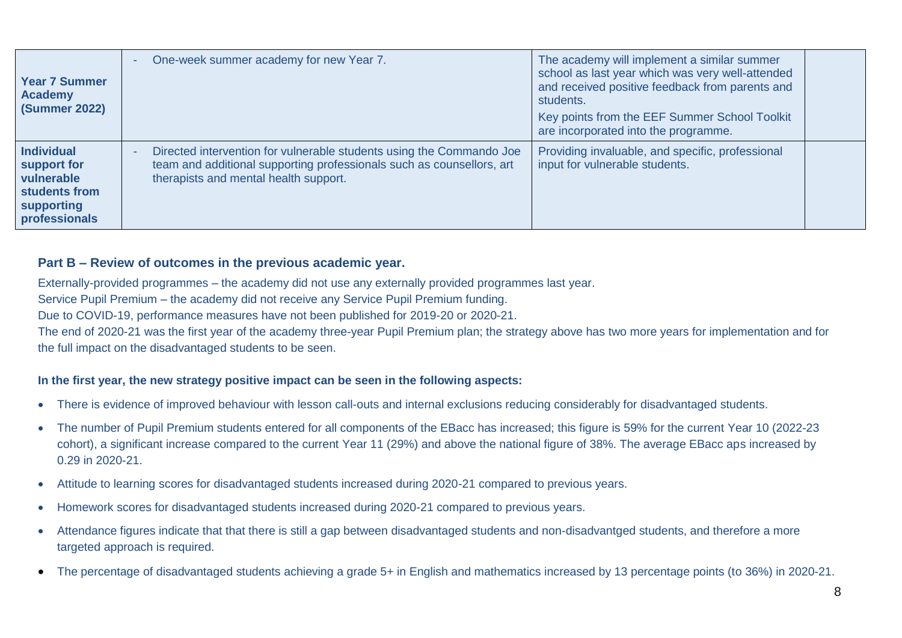| | | | |
|---|---|---|---|
| **Year 7 Summer Academy (Summer 2022)** | - One-week summer academy for new Year 7. | The academy will implement a similar summer school as last year which was very well-attended and received positive feedback from parents and students.<br>Key points from the EEF Summer School Toolkit are incorporated into the programme. | |
| **Individual support for vulnerable students from supporting professionals** | - Directed intervention for vulnerable students using the Commando Joe team and additional supporting professionals such as counsellors, art therapists and mental health support. | Providing invaluable, and specific, professional input for vulnerable students. | |

## Part B – Review of outcomes in the previous academic year.

Externally-provided programmes – the academy did not use any externally provided programmes last year.

Service Pupil Premium – the academy did not receive any Service Pupil Premium funding.

Due to COVID-19, performance measures have not been published for 2019-20 or 2020-21.

The end of 2020-21 was the first year of the academy three-year Pupil Premium plan; the strategy above has two more years for implementation and for the full impact on the disadvantaged students to be seen.

**In the first year, the new strategy positive impact can be seen in the following aspects:**

- There is evidence of improved behaviour with lesson call-outs and internal exclusions reducing considerably for disadvantaged students.
- The number of Pupil Premium students entered for all components of the EBacc has increased; this figure is 59% for the current Year 10 (2022-23 cohort), a significant increase compared to the current Year 11 (29%) and above the national figure of 38%. The average EBacc aps increased by 0.29 in 2020-21.
- Attitude to learning scores for disadvantaged students increased during 2020-21 compared to previous years.
- Homework scores for disadvantaged students increased during 2020-21 compared to previous years.
- Attendance figures indicate that that there is still a gap between disadvantaged students and non-disadvantged students, and therefore a more targeted approach is required.
- The percentage of disadvantaged students achieving a grade 5+ in English and mathematics increased by 13 percentage points (to 36%) in 2020-21.